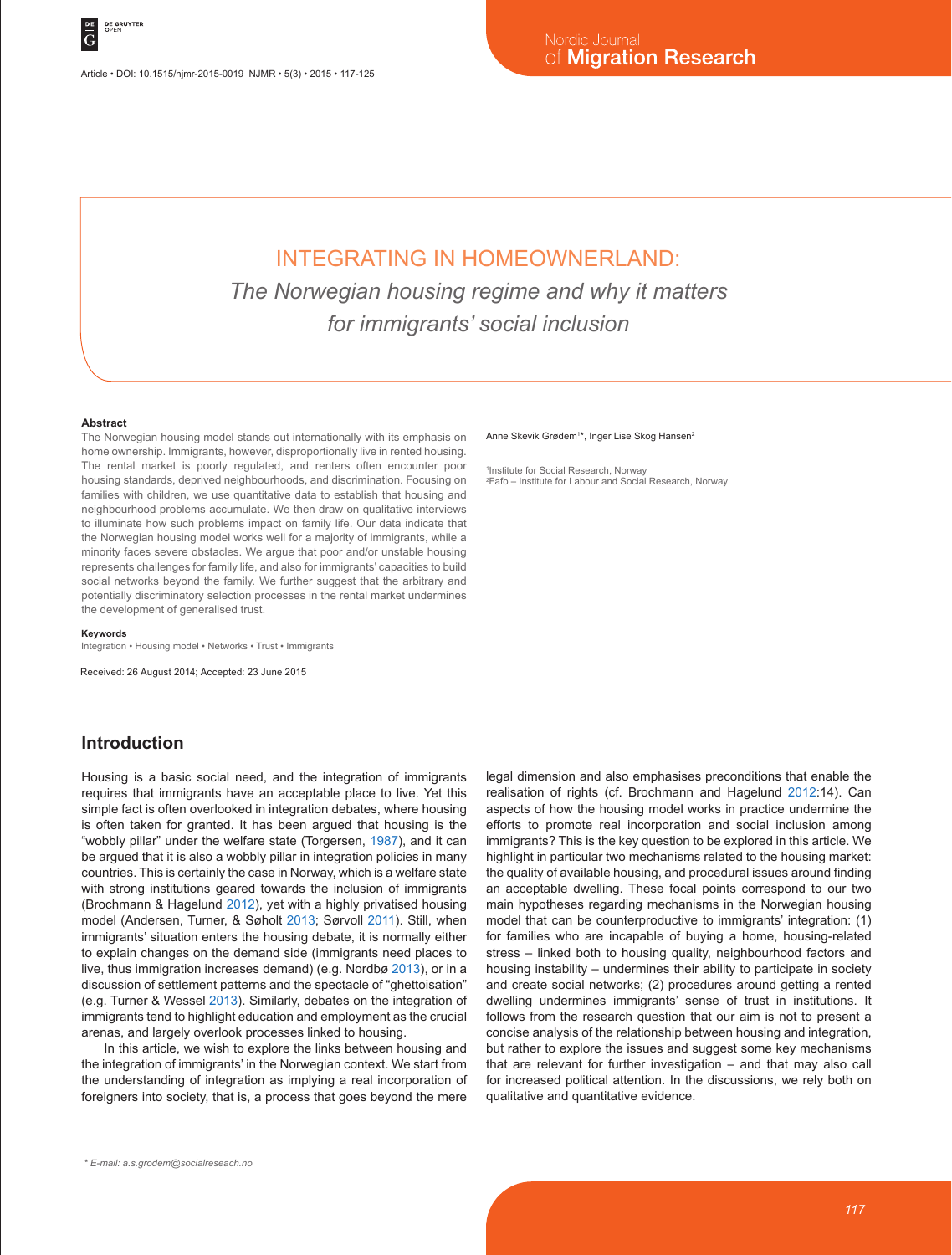# INTEGRATING IN HOMEOWNERLAND:

## *The Norwegian housing regime and why it matters for immigrants' social inclusion*

Anne Skevik Grødem[1]*, Inger Lise Skog Hansen[2]

[1]Institute for Social Research, Norway
[2]Fafo – Institute for Labour and Social Research, Norway

### Abstract

The Norwegian housing model stands out internationally with its emphasis on home ownership. Immigrants, however, disproportionally live in rented housing. The rental market is poorly regulated, and renters often encounter poor housing standards, deprived neighbourhoods, and discrimination. Focusing on families with children, we use quantitative data to establish that housing and neighbourhood problems accumulate. We then draw on qualitative interviews to illuminate how such problems impact on family life. Our data indicate that the Norwegian housing model works well for a majority of immigrants, while a minority faces severe obstacles. We argue that poor and/or unstable housing represents challenges for family life, and also for immigrants' capacities to build social networks beyond the family. We further suggest that the arbitrary and potentially discriminatory selection processes in the rental market undermines the development of generalised trust.

### Keywords

Integration • Housing model • Networks • Trust • Immigrants

Received: 26 August 2014; Accepted: 23 June 2015

## Introduction

Housing is a basic social need, and the integration of immigrants requires that immigrants have an acceptable place to live. Yet this simple fact is often overlooked in integration debates, where housing is often taken for granted. It has been argued that housing is the "wobbly pillar" under the welfare state (Torgersen, 1987), and it can be argued that it is also a wobbly pillar in integration policies in many countries. This is certainly the case in Norway, which is a welfare state with strong institutions geared towards the inclusion of immigrants (Brochmann & Hagelund 2012), yet with a highly privatised housing model (Andersen, Turner, & Søholt 2013; Sørvoll 2011). Still, when immigrants' situation enters the housing debate, it is normally either to explain changes on the demand side (immigrants need places to live, thus immigration increases demand) (e.g. Nordbø 2013), or in a discussion of settlement patterns and the spectacle of "ghettoisation" (e.g. Turner & Wessel 2013). Similarly, debates on the integration of immigrants tend to highlight education and employment as the crucial arenas, and largely overlook processes linked to housing.

In this article, we wish to explore the links between housing and the integration of immigrants' in the Norwegian context. We start from the understanding of integration as implying a real incorporation of foreigners into society, that is, a process that goes beyond the mere legal dimension and also emphasises preconditions that enable the realisation of rights (cf. Brochmann and Hagelund 2012:14). Can aspects of how the housing model works in practice undermine the efforts to promote real incorporation and social inclusion among immigrants? This is the key question to be explored in this article. We highlight in particular two mechanisms related to the housing market: the quality of available housing, and procedural issues around finding an acceptable dwelling. These focal points correspond to our two main hypotheses regarding mechanisms in the Norwegian housing model that can be counterproductive to immigrants' integration: (1) for families who are incapable of buying a home, housing-related stress – linked both to housing quality, neighbourhood factors and housing instability – undermines their ability to participate in society and create social networks; (2) procedures around getting a rented dwelling undermines immigrants' sense of trust in institutions. It follows from the research question that our aim is not to present a concise analysis of the relationship between housing and integration, but rather to explore the issues and suggest some key mechanisms that are relevant for further investigation – and that may also call for increased political attention. In the discussions, we rely both on qualitative and quantitative evidence.

\* E-mail: a.s.grodem@socialreseach.no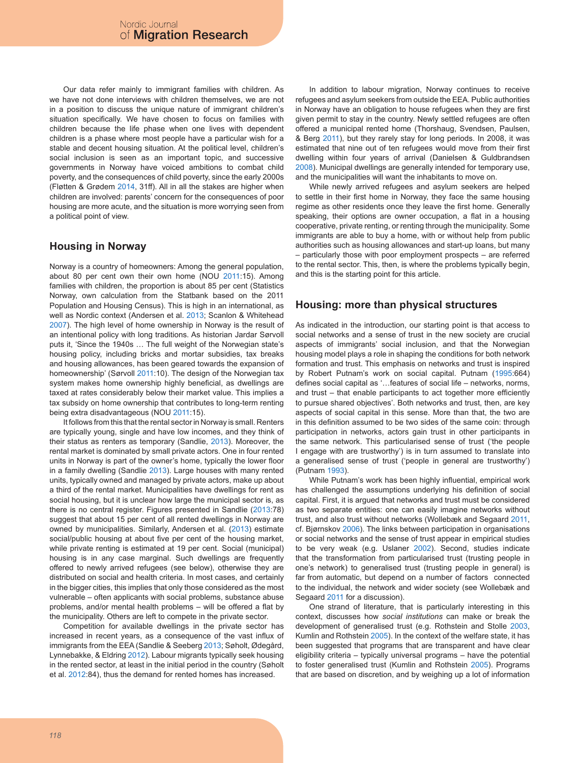Our data refer mainly to immigrant families with children. As we have not done interviews with children themselves, we are not in a position to discuss the unique nature of immigrant children's situation specifically. We have chosen to focus on families with children because the life phase when one lives with dependent children is a phase where most people have a particular wish for a stable and decent housing situation. At the political level, children's social inclusion is seen as an important topic, and successive governments in Norway have voiced ambitions to combat child poverty, and the consequences of child poverty, since the early 2000s (Fløtten & Grødem 2014, 31ff). All in all the stakes are higher when children are involved: parents' concern for the consequences of poor housing are more acute, and the situation is more worrying seen from a political point of view.

## Housing in Norway

Norway is a country of homeowners: Among the general population, about 80 per cent own their own home (NOU 2011:15). Among families with children, the proportion is about 85 per cent (Statistics Norway, own calculation from the Statbank based on the 2011 Population and Housing Census). This is high in an international, as well as Nordic context (Andersen et al. 2013; Scanlon & Whitehead 2007). The high level of home ownership in Norway is the result of an intentional policy with long traditions. As historian Jardar Sørvoll puts it, 'Since the 1940s … The full weight of the Norwegian state's housing policy, including bricks and mortar subsidies, tax breaks and housing allowances, has been geared towards the expansion of homeownership' (Sørvoll 2011:10). The design of the Norwegian tax system makes home ownership highly beneficial, as dwellings are taxed at rates considerably below their market value. This implies a tax subsidy on home ownership that contributes to long-term renting being extra disadvantageous (NOU 2011:15).

It follows from this that the rental sector in Norway is small. Renters are typically young, single and have low incomes, and they think of their status as renters as temporary (Sandlie, 2013). Moreover, the rental market is dominated by small private actors. One in four rented units in Norway is part of the owner's home, typically the lower floor in a family dwelling (Sandlie 2013). Large houses with many rented units, typically owned and managed by private actors, make up about a third of the rental market. Municipalities have dwellings for rent as social housing, but it is unclear how large the municipal sector is, as there is no central register. Figures presented in Sandlie (2013:78) suggest that about 15 per cent of all rented dwellings in Norway are owned by municipalities. Similarly, Andersen et al. (2013) estimate social/public housing at about five per cent of the housing market, while private renting is estimated at 19 per cent. Social (municipal) housing is in any case marginal. Such dwellings are frequently offered to newly arrived refugees (see below), otherwise they are distributed on social and health criteria. In most cases, and certainly in the bigger cities, this implies that only those considered as the most vulnerable – often applicants with social problems, substance abuse problems, and/or mental health problems – will be offered a flat by the municipality. Others are left to compete in the private sector.

Competition for available dwellings in the private sector has increased in recent years, as a consequence of the vast influx of immigrants from the EEA (Sandlie & Seeberg 2013; Søholt, Ødegård, Lynnebakke, & Eldring 2012). Labour migrants typically seek housing in the rented sector, at least in the initial period in the country (Søholt et al. 2012:84), thus the demand for rented homes has increased.

In addition to labour migration, Norway continues to receive refugees and asylum seekers from outside the EEA. Public authorities in Norway have an obligation to house refugees when they are first given permit to stay in the country. Newly settled refugees are often offered a municipal rented home (Thorshaug, Svendsen, Paulsen, & Berg 2011), but they rarely stay for long periods. In 2008, it was estimated that nine out of ten refugees would move from their first dwelling within four years of arrival (Danielsen & Guldbrandsen 2008). Municipal dwellings are generally intended for temporary use, and the municipalities will want the inhabitants to move on.

While newly arrived refugees and asylum seekers are helped to settle in their first home in Norway, they face the same housing regime as other residents once they leave the first home. Generally speaking, their options are owner occupation, a flat in a housing cooperative, private renting, or renting through the municipality. Some immigrants are able to buy a home, with or without help from public authorities such as housing allowances and start-up loans, but many – particularly those with poor employment prospects – are referred to the rental sector. This, then, is where the problems typically begin, and this is the starting point for this article.

## Housing: more than physical structures

As indicated in the introduction, our starting point is that access to social networks and a sense of trust in the new society are crucial aspects of immigrants' social inclusion, and that the Norwegian housing model plays a role in shaping the conditions for both network formation and trust. This emphasis on networks and trust is inspired by Robert Putnam's work on social capital. Putnam (1995:664) defines social capital as '…features of social life – networks, norms, and trust – that enable participants to act together more efficiently to pursue shared objectives'. Both networks and trust, then, are key aspects of social capital in this sense. More than that, the two are in this definition assumed to be two sides of the same coin: through participation in networks, actors gain trust in other participants in the same network. This particularised sense of trust ('the people I engage with are trustworthy') is in turn assumed to translate into a generalised sense of trust ('people in general are trustworthy') (Putnam 1993).

While Putnam's work has been highly influential, empirical work has challenged the assumptions underlying his definition of social capital. First, it is argued that networks and trust must be considered as two separate entities: one can easily imagine networks without trust, and also trust without networks (Wollebæk and Segaard 2011, cf. Bjørnskov 2006). The links between participation in organisations or social networks and the sense of trust appear in empirical studies to be very weak (e.g. Uslaner 2002). Second, studies indicate that the transformation from particularised trust (trusting people in one's network) to generalised trust (trusting people in general) is far from automatic, but depend on a number of factors connected to the individual, the network and wider society (see Wollebæk and Segaard 2011 for a discussion).

One strand of literature, that is particularly interesting in this context, discusses how *social institutions* can make or break the development of generalised trust (e.g. Rothstein and Stolle 2003, Kumlin and Rothstein 2005). In the context of the welfare state, it has been suggested that programs that are transparent and have clear eligibility criteria – typically universal programs – have the potential to foster generalised trust (Kumlin and Rothstein 2005). Programs that are based on discretion, and by weighing up a lot of information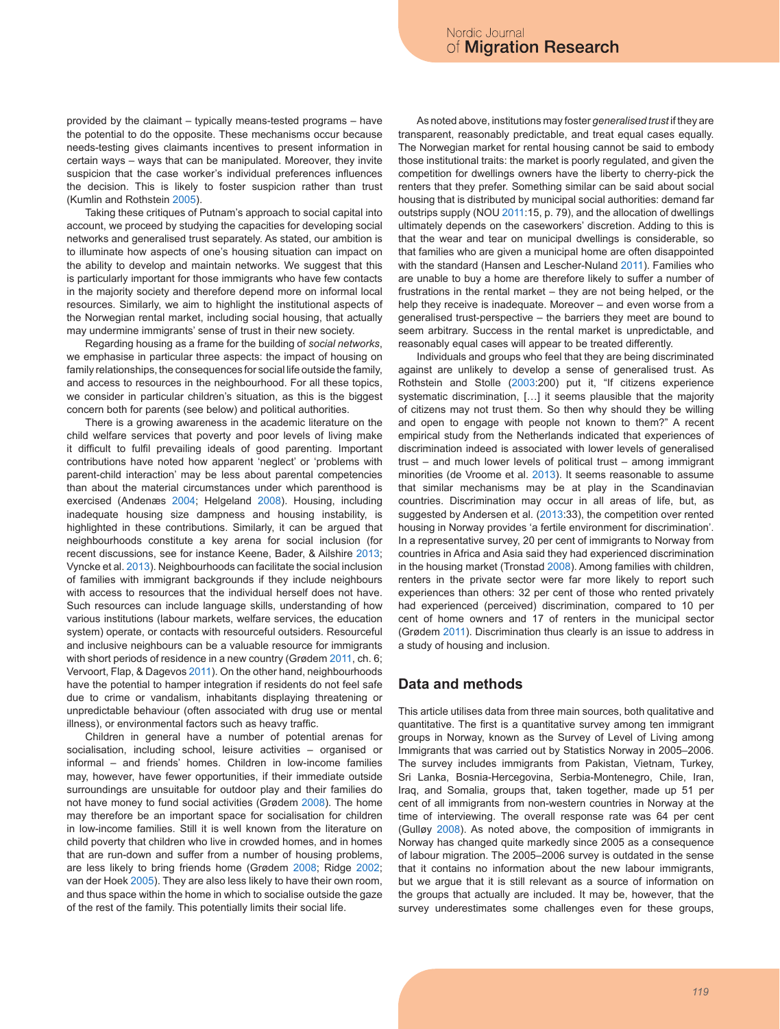provided by the claimant – typically means-tested programs – have the potential to do the opposite. These mechanisms occur because needs-testing gives claimants incentives to present information in certain ways – ways that can be manipulated. Moreover, they invite suspicion that the case worker's individual preferences influences the decision. This is likely to foster suspicion rather than trust (Kumlin and Rothstein 2005).

Taking these critiques of Putnam's approach to social capital into account, we proceed by studying the capacities for developing social networks and generalised trust separately. As stated, our ambition is to illuminate how aspects of one's housing situation can impact on the ability to develop and maintain networks. We suggest that this is particularly important for those immigrants who have few contacts in the majority society and therefore depend more on informal local resources. Similarly, we aim to highlight the institutional aspects of the Norwegian rental market, including social housing, that actually may undermine immigrants' sense of trust in their new society.

Regarding housing as a frame for the building of *social networks*, we emphasise in particular three aspects: the impact of housing on family relationships, the consequences for social life outside the family, and access to resources in the neighbourhood. For all these topics, we consider in particular children's situation, as this is the biggest concern both for parents (see below) and political authorities.

There is a growing awareness in the academic literature on the child welfare services that poverty and poor levels of living make it difficult to fulfil prevailing ideals of good parenting. Important contributions have noted how apparent 'neglect' or 'problems with parent-child interaction' may be less about parental competencies than about the material circumstances under which parenthood is exercised (Andenæs 2004; Helgeland 2008). Housing, including inadequate housing size dampness and housing instability, is highlighted in these contributions. Similarly, it can be argued that neighbourhoods constitute a key arena for social inclusion (for recent discussions, see for instance Keene, Bader, & Ailshire 2013; Vyncke et al. 2013). Neighbourhoods can facilitate the social inclusion of families with immigrant backgrounds if they include neighbours with access to resources that the individual herself does not have. Such resources can include language skills, understanding of how various institutions (labour markets, welfare services, the education system) operate, or contacts with resourceful outsiders. Resourceful and inclusive neighbours can be a valuable resource for immigrants with short periods of residence in a new country (Grødem 2011, ch. 6; Vervoort, Flap, & Dagevos 2011). On the other hand, neighbourhoods have the potential to hamper integration if residents do not feel safe due to crime or vandalism, inhabitants displaying threatening or unpredictable behaviour (often associated with drug use or mental illness), or environmental factors such as heavy traffic.

Children in general have a number of potential arenas for socialisation, including school, leisure activities – organised or informal – and friends' homes. Children in low-income families may, however, have fewer opportunities, if their immediate outside surroundings are unsuitable for outdoor play and their families do not have money to fund social activities (Grødem 2008). The home may therefore be an important space for socialisation for children in low-income families. Still it is well known from the literature on child poverty that children who live in crowded homes, and in homes that are run-down and suffer from a number of housing problems, are less likely to bring friends home (Grødem 2008; Ridge 2002; van der Hoek 2005). They are also less likely to have their own room, and thus space within the home in which to socialise outside the gaze of the rest of the family. This potentially limits their social life.

As noted above, institutions may foster *generalised trust* if they are transparent, reasonably predictable, and treat equal cases equally. The Norwegian market for rental housing cannot be said to embody those institutional traits: the market is poorly regulated, and given the competition for dwellings owners have the liberty to cherry-pick the renters that they prefer. Something similar can be said about social housing that is distributed by municipal social authorities: demand far outstrips supply (NOU 2011:15, p. 79), and the allocation of dwellings ultimately depends on the caseworkers' discretion. Adding to this is that the wear and tear on municipal dwellings is considerable, so that families who are given a municipal home are often disappointed with the standard (Hansen and Lescher-Nuland 2011). Families who are unable to buy a home are therefore likely to suffer a number of frustrations in the rental market – they are not being helped, or the help they receive is inadequate. Moreover – and even worse from a generalised trust-perspective – the barriers they meet are bound to seem arbitrary. Success in the rental market is unpredictable, and reasonably equal cases will appear to be treated differently.

Individuals and groups who feel that they are being discriminated against are unlikely to develop a sense of generalised trust. As Rothstein and Stolle (2003:200) put it, "If citizens experience systematic discrimination, […] it seems plausible that the majority of citizens may not trust them. So then why should they be willing and open to engage with people not known to them?" A recent empirical study from the Netherlands indicated that experiences of discrimination indeed is associated with lower levels of generalised trust – and much lower levels of political trust – among immigrant minorities (de Vroome et al. 2013). It seems reasonable to assume that similar mechanisms may be at play in the Scandinavian countries. Discrimination may occur in all areas of life, but, as suggested by Andersen et al. (2013:33), the competition over rented housing in Norway provides 'a fertile environment for discrimination'. In a representative survey, 20 per cent of immigrants to Norway from countries in Africa and Asia said they had experienced discrimination in the housing market (Tronstad 2008). Among families with children, renters in the private sector were far more likely to report such experiences than others: 32 per cent of those who rented privately had experienced (perceived) discrimination, compared to 10 per cent of home owners and 17 of renters in the municipal sector (Grødem 2011). Discrimination thus clearly is an issue to address in a study of housing and inclusion.

## Data and methods

This article utilises data from three main sources, both qualitative and quantitative. The first is a quantitative survey among ten immigrant groups in Norway, known as the Survey of Level of Living among Immigrants that was carried out by Statistics Norway in 2005–2006. The survey includes immigrants from Pakistan, Vietnam, Turkey, Sri Lanka, Bosnia-Hercegovina, Serbia-Montenegro, Chile, Iran, Iraq, and Somalia, groups that, taken together, made up 51 per cent of all immigrants from non-western countries in Norway at the time of interviewing. The overall response rate was 64 per cent (Gulløy 2008). As noted above, the composition of immigrants in Norway has changed quite markedly since 2005 as a consequence of labour migration. The 2005–2006 survey is outdated in the sense that it contains no information about the new labour immigrants, but we argue that it is still relevant as a source of information on the groups that actually are included. It may be, however, that the survey underestimates some challenges even for these groups,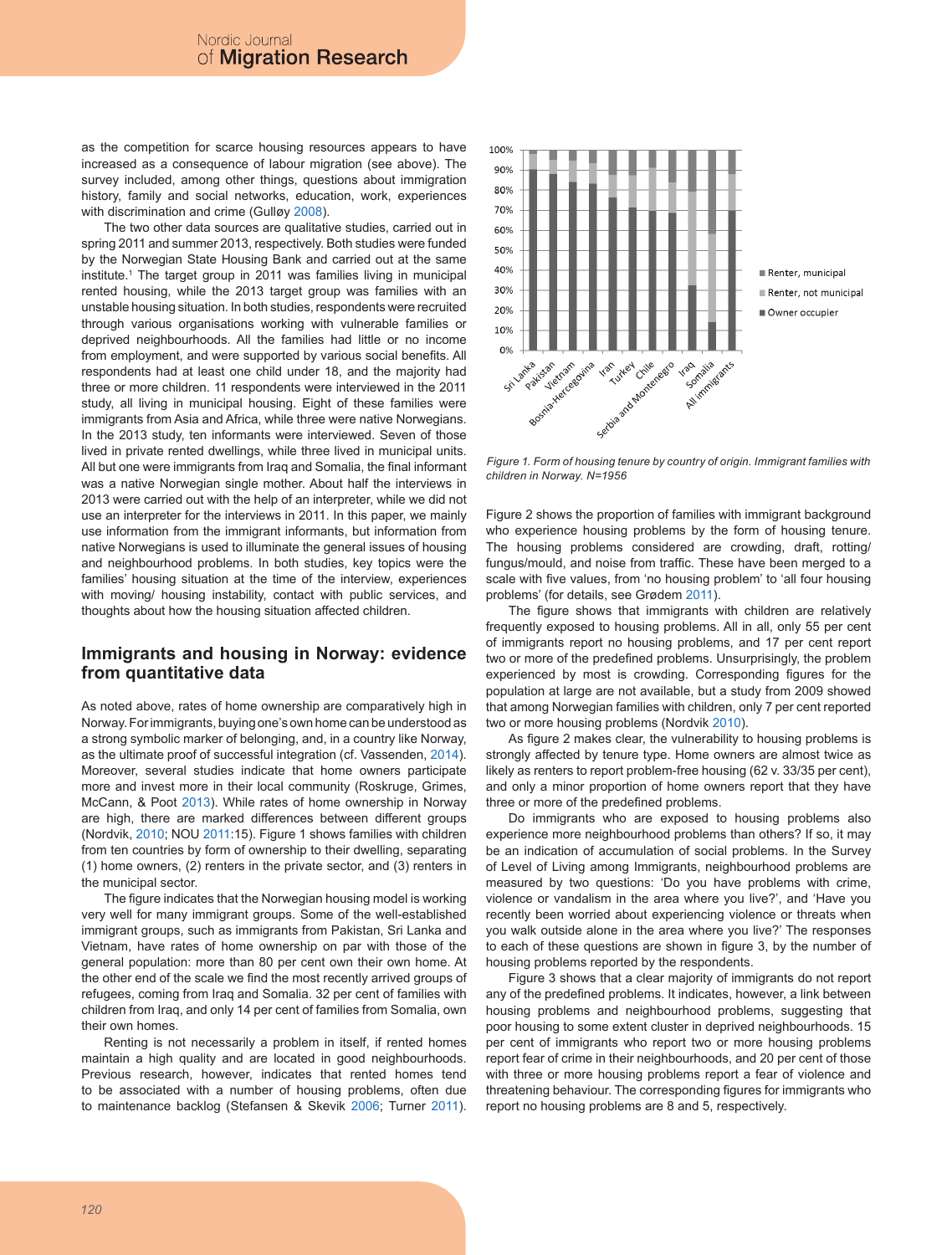as the competition for scarce housing resources appears to have increased as a consequence of labour migration (see above). The survey included, among other things, questions about immigration history, family and social networks, education, work, experiences with discrimination and crime (Gulløy 2008).

The two other data sources are qualitative studies, carried out in spring 2011 and summer 2013, respectively. Both studies were funded by the Norwegian State Housing Bank and carried out at the same institute.[1] The target group in 2011 was families living in municipal rented housing, while the 2013 target group was families with an unstable housing situation. In both studies, respondents were recruited through various organisations working with vulnerable families or deprived neighbourhoods. All the families had little or no income from employment, and were supported by various social benefits. All respondents had at least one child under 18, and the majority had three or more children. 11 respondents were interviewed in the 2011 study, all living in municipal housing. Eight of these families were immigrants from Asia and Africa, while three were native Norwegians. In the 2013 study, ten informants were interviewed. Seven of those lived in private rented dwellings, while three lived in municipal units. All but one were immigrants from Iraq and Somalia, the final informant was a native Norwegian single mother. About half the interviews in 2013 were carried out with the help of an interpreter, while we did not use an interpreter for the interviews in 2011. In this paper, we mainly use information from the immigrant informants, but information from native Norwegians is used to illuminate the general issues of housing and neighbourhood problems. In both studies, key topics were the families' housing situation at the time of the interview, experiences with moving/ housing instability, contact with public services, and thoughts about how the housing situation affected children.

## Immigrants and housing in Norway: evidence from quantitative data

As noted above, rates of home ownership are comparatively high in Norway. For immigrants, buying one's own home can be understood as a strong symbolic marker of belonging, and, in a country like Norway, as the ultimate proof of successful integration (cf. Vassenden, 2014). Moreover, several studies indicate that home owners participate more and invest more in their local community (Roskruge, Grimes, McCann, & Poot 2013). While rates of home ownership in Norway are high, there are marked differences between different groups (Nordvik, 2010; NOU 2011:15). Figure 1 shows families with children from ten countries by form of ownership to their dwelling, separating (1) home owners, (2) renters in the private sector, and (3) renters in the municipal sector.

The figure indicates that the Norwegian housing model is working very well for many immigrant groups. Some of the well-established immigrant groups, such as immigrants from Pakistan, Sri Lanka and Vietnam, have rates of home ownership on par with those of the general population: more than 80 per cent own their own home. At the other end of the scale we find the most recently arrived groups of refugees, coming from Iraq and Somalia. 32 per cent of families with children from Iraq, and only 14 per cent of families from Somalia, own their own homes.

Renting is not necessarily a problem in itself, if rented homes maintain a high quality and are located in good neighbourhoods. Previous research, however, indicates that rented homes tend to be associated with a number of housing problems, often due to maintenance backlog (Stefansen & Skevik 2006; Turner 2011).

*Figure 1. Form of housing tenure by country of origin. Immigrant families with children in Norway. N=1956*

Figure 2 shows the proportion of families with immigrant background who experience housing problems by the form of housing tenure. The housing problems considered are crowding, draft, rotting/ fungus/mould, and noise from traffic. These have been merged to a scale with five values, from 'no housing problem' to 'all four housing problems' (for details, see Grødem 2011).

The figure shows that immigrants with children are relatively frequently exposed to housing problems. All in all, only 55 per cent of immigrants report no housing problems, and 17 per cent report two or more of the predefined problems. Unsurprisingly, the problem experienced by most is crowding. Corresponding figures for the population at large are not available, but a study from 2009 showed that among Norwegian families with children, only 7 per cent reported two or more housing problems (Nordvik 2010).

As figure 2 makes clear, the vulnerability to housing problems is strongly affected by tenure type. Home owners are almost twice as likely as renters to report problem-free housing (62 v. 33/35 per cent), and only a minor proportion of home owners report that they have three or more of the predefined problems.

Do immigrants who are exposed to housing problems also experience more neighbourhood problems than others? If so, it may be an indication of accumulation of social problems. In the Survey of Level of Living among Immigrants, neighbourhood problems are measured by two questions: 'Do you have problems with crime, violence or vandalism in the area where you live?', and 'Have you recently been worried about experiencing violence or threats when you walk outside alone in the area where you live?' The responses to each of these questions are shown in figure 3, by the number of housing problems reported by the respondents.

Figure 3 shows that a clear majority of immigrants do not report any of the predefined problems. It indicates, however, a link between housing problems and neighbourhood problems, suggesting that poor housing to some extent cluster in deprived neighbourhoods. 15 per cent of immigrants who report two or more housing problems report fear of crime in their neighbourhoods, and 20 per cent of those with three or more housing problems report a fear of violence and threatening behaviour. The corresponding figures for immigrants who report no housing problems are 8 and 5, respectively.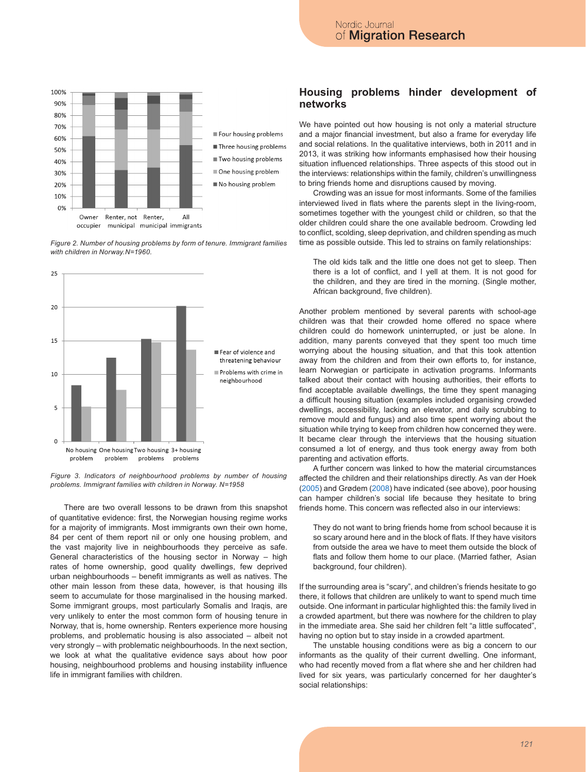Figure 2. Number of housing problems by form of tenure. Immigrant families with children in Norway.N=1960.

Figure 3. Indicators of neighbourhood problems by number of housing problems. Immigrant families with children in Norway. N=1958

There are two overall lessons to be drawn from this snapshot of quantitative evidence: first, the Norwegian housing regime works for a majority of immigrants. Most immigrants own their own home, 84 per cent of them report nil or only one housing problem, and the vast majority live in neighbourhoods they perceive as safe. General characteristics of the housing sector in Norway – high rates of home ownership, good quality dwellings, few deprived urban neighbourhoods – benefit immigrants as well as natives. The other main lesson from these data, however, is that housing ills seem to accumulate for those marginalised in the housing marked. Some immigrant groups, most particularly Somalis and Iraqis, are very unlikely to enter the most common form of housing tenure in Norway, that is, home ownership. Renters experience more housing problems, and problematic housing is also associated – albeit not very strongly – with problematic neighbourhoods. In the next section, we look at what the qualitative evidence says about how poor housing, neighbourhood problems and housing instability influence life in immigrant families with children.

## Housing problems hinder development of networks

We have pointed out how housing is not only a material structure and a major financial investment, but also a frame for everyday life and social relations. In the qualitative interviews, both in 2011 and in 2013, it was striking how informants emphasised how their housing situation influenced relationships. Three aspects of this stood out in the interviews: relationships within the family, children's unwillingness to bring friends home and disruptions caused by moving.

Crowding was an issue for most informants. Some of the families interviewed lived in flats where the parents slept in the living-room, sometimes together with the youngest child or children, so that the older children could share the one available bedroom. Crowding led to conflict, scolding, sleep deprivation, and children spending as much time as possible outside. This led to strains on family relationships:

> The old kids talk and the little one does not get to sleep. Then there is a lot of conflict, and I yell at them. It is not good for the children, and they are tired in the morning. (Single mother, African background, five children).

Another problem mentioned by several parents with school-age children was that their crowded home offered no space where children could do homework uninterrupted, or just be alone. In addition, many parents conveyed that they spent too much time worrying about the housing situation, and that this took attention away from the children and from their own efforts to, for instance, learn Norwegian or participate in activation programs. Informants talked about their contact with housing authorities, their efforts to find acceptable available dwellings, the time they spent managing a difficult housing situation (examples included organising crowded dwellings, accessibility, lacking an elevator, and daily scrubbing to remove mould and fungus) and also time spent worrying about the situation while trying to keep from children how concerned they were. It became clear through the interviews that the housing situation consumed a lot of energy, and thus took energy away from both parenting and activation efforts.

A further concern was linked to how the material circumstances affected the children and their relationships directly. As van der Hoek (2005) and Grødem (2008) have indicated (see above), poor housing can hamper children's social life because they hesitate to bring friends home. This concern was reflected also in our interviews:

> They do not want to bring friends home from school because it is so scary around here and in the block of flats. If they have visitors from outside the area we have to meet them outside the block of flats and follow them home to our place. (Married father, Asian background, four children).

If the surrounding area is "scary", and children's friends hesitate to go there, it follows that children are unlikely to want to spend much time outside. One informant in particular highlighted this: the family lived in a crowded apartment, but there was nowhere for the children to play in the immediate area. She said her children felt "a little suffocated", having no option but to stay inside in a crowded apartment.

The unstable housing conditions were as big a concern to our informants as the quality of their current dwelling. One informant, who had recently moved from a flat where she and her children had lived for six years, was particularly concerned for her daughter's social relationships: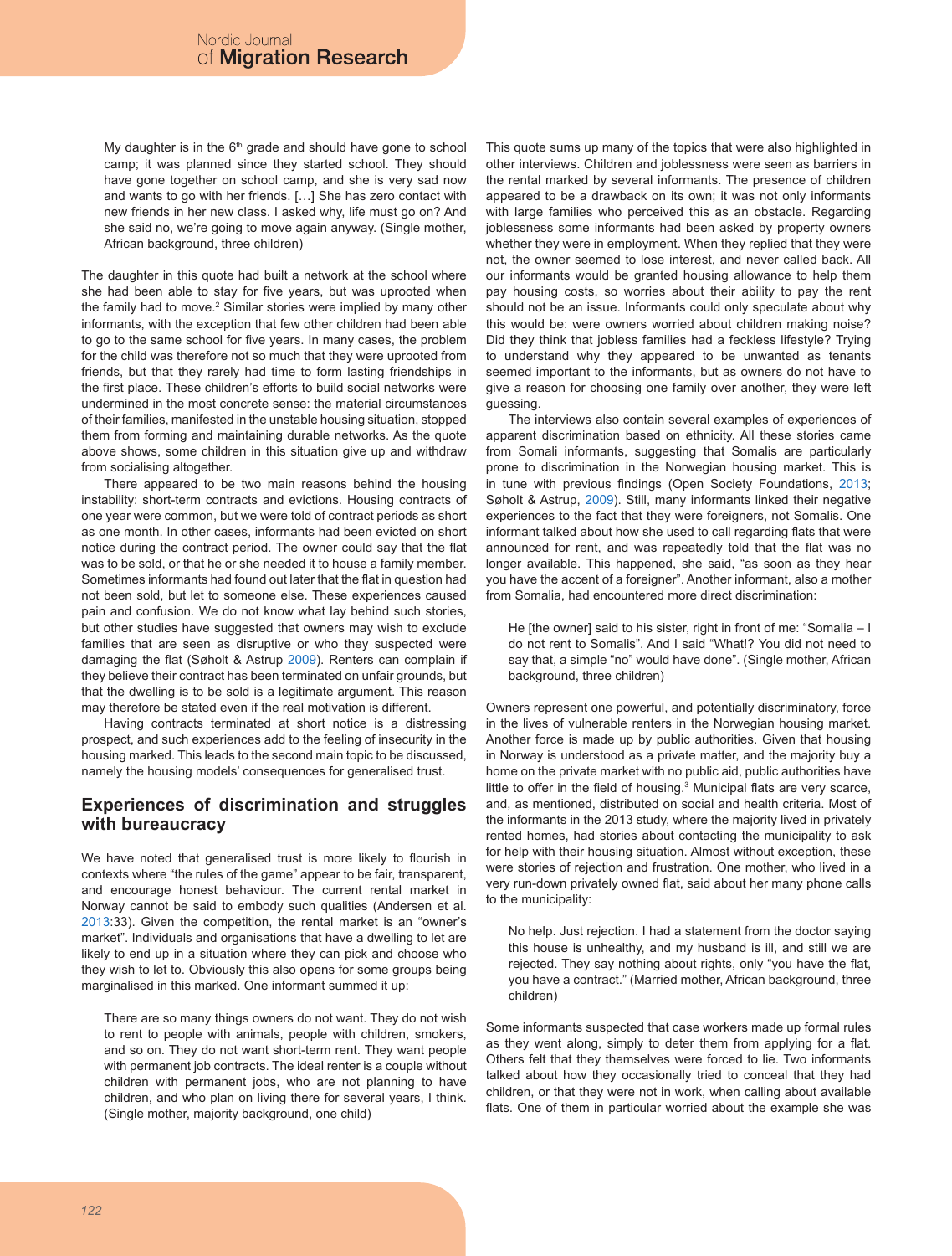> My daughter is in the 6th grade and should have gone to school camp; it was planned since they started school. They should have gone together on school camp, and she is very sad now and wants to go with her friends. […] She has zero contact with new friends in her new class. I asked why, life must go on? And she said no, we're going to move again anyway. (Single mother, African background, three children)

The daughter in this quote had built a network at the school where she had been able to stay for five years, but was uprooted when the family had to move.[2] Similar stories were implied by many other informants, with the exception that few other children had been able to go to the same school for five years. In many cases, the problem for the child was therefore not so much that they were uprooted from friends, but that they rarely had time to form lasting friendships in the first place. These children's efforts to build social networks were undermined in the most concrete sense: the material circumstances of their families, manifested in the unstable housing situation, stopped them from forming and maintaining durable networks. As the quote above shows, some children in this situation give up and withdraw from socialising altogether.

There appeared to be two main reasons behind the housing instability: short-term contracts and evictions. Housing contracts of one year were common, but we were told of contract periods as short as one month. In other cases, informants had been evicted on short notice during the contract period. The owner could say that the flat was to be sold, or that he or she needed it to house a family member. Sometimes informants had found out later that the flat in question had not been sold, but let to someone else. These experiences caused pain and confusion. We do not know what lay behind such stories, but other studies have suggested that owners may wish to exclude families that are seen as disruptive or who they suspected were damaging the flat (Søholt & Astrup 2009). Renters can complain if they believe their contract has been terminated on unfair grounds, but that the dwelling is to be sold is a legitimate argument. This reason may therefore be stated even if the real motivation is different.

Having contracts terminated at short notice is a distressing prospect, and such experiences add to the feeling of insecurity in the housing marked. This leads to the second main topic to be discussed, namely the housing models' consequences for generalised trust.

## Experiences of discrimination and struggles with bureaucracy

We have noted that generalised trust is more likely to flourish in contexts where "the rules of the game" appear to be fair, transparent, and encourage honest behaviour. The current rental market in Norway cannot be said to embody such qualities (Andersen et al. 2013:33). Given the competition, the rental market is an "owner's market". Individuals and organisations that have a dwelling to let are likely to end up in a situation where they can pick and choose who they wish to let to. Obviously this also opens for some groups being marginalised in this marked. One informant summed it up:

> There are so many things owners do not want. They do not wish to rent to people with animals, people with children, smokers, and so on. They do not want short-term rent. They want people with permanent job contracts. The ideal renter is a couple without children with permanent jobs, who are not planning to have children, and who plan on living there for several years, I think. (Single mother, majority background, one child)

This quote sums up many of the topics that were also highlighted in other interviews. Children and joblessness were seen as barriers in the rental marked by several informants. The presence of children appeared to be a drawback on its own; it was not only informants with large families who perceived this as an obstacle. Regarding joblessness some informants had been asked by property owners whether they were in employment. When they replied that they were not, the owner seemed to lose interest, and never called back. All our informants would be granted housing allowance to help them pay housing costs, so worries about their ability to pay the rent should not be an issue. Informants could only speculate about why this would be: were owners worried about children making noise? Did they think that jobless families had a feckless lifestyle? Trying to understand why they appeared to be unwanted as tenants seemed important to the informants, but as owners do not have to give a reason for choosing one family over another, they were left guessing.

The interviews also contain several examples of experiences of apparent discrimination based on ethnicity. All these stories came from Somali informants, suggesting that Somalis are particularly prone to discrimination in the Norwegian housing market. This is in tune with previous findings (Open Society Foundations, 2013; Søholt & Astrup, 2009). Still, many informants linked their negative experiences to the fact that they were foreigners, not Somalis. One informant talked about how she used to call regarding flats that were announced for rent, and was repeatedly told that the flat was no longer available. This happened, she said, "as soon as they hear you have the accent of a foreigner". Another informant, also a mother from Somalia, had encountered more direct discrimination:

> He [the owner] said to his sister, right in front of me: "Somalia – I do not rent to Somalis". And I said "What!? You did not need to say that, a simple "no" would have done". (Single mother, African background, three children)

Owners represent one powerful, and potentially discriminatory, force in the lives of vulnerable renters in the Norwegian housing market. Another force is made up by public authorities. Given that housing in Norway is understood as a private matter, and the majority buy a home on the private market with no public aid, public authorities have little to offer in the field of housing.[3] Municipal flats are very scarce, and, as mentioned, distributed on social and health criteria. Most of the informants in the 2013 study, where the majority lived in privately rented homes, had stories about contacting the municipality to ask for help with their housing situation. Almost without exception, these were stories of rejection and frustration. One mother, who lived in a very run-down privately owned flat, said about her many phone calls to the municipality:

> No help. Just rejection. I had a statement from the doctor saying this house is unhealthy, and my husband is ill, and still we are rejected. They say nothing about rights, only "you have the flat, you have a contract." (Married mother, African background, three children)

Some informants suspected that case workers made up formal rules as they went along, simply to deter them from applying for a flat. Others felt that they themselves were forced to lie. Two informants talked about how they occasionally tried to conceal that they had children, or that they were not in work, when calling about available flats. One of them in particular worried about the example she was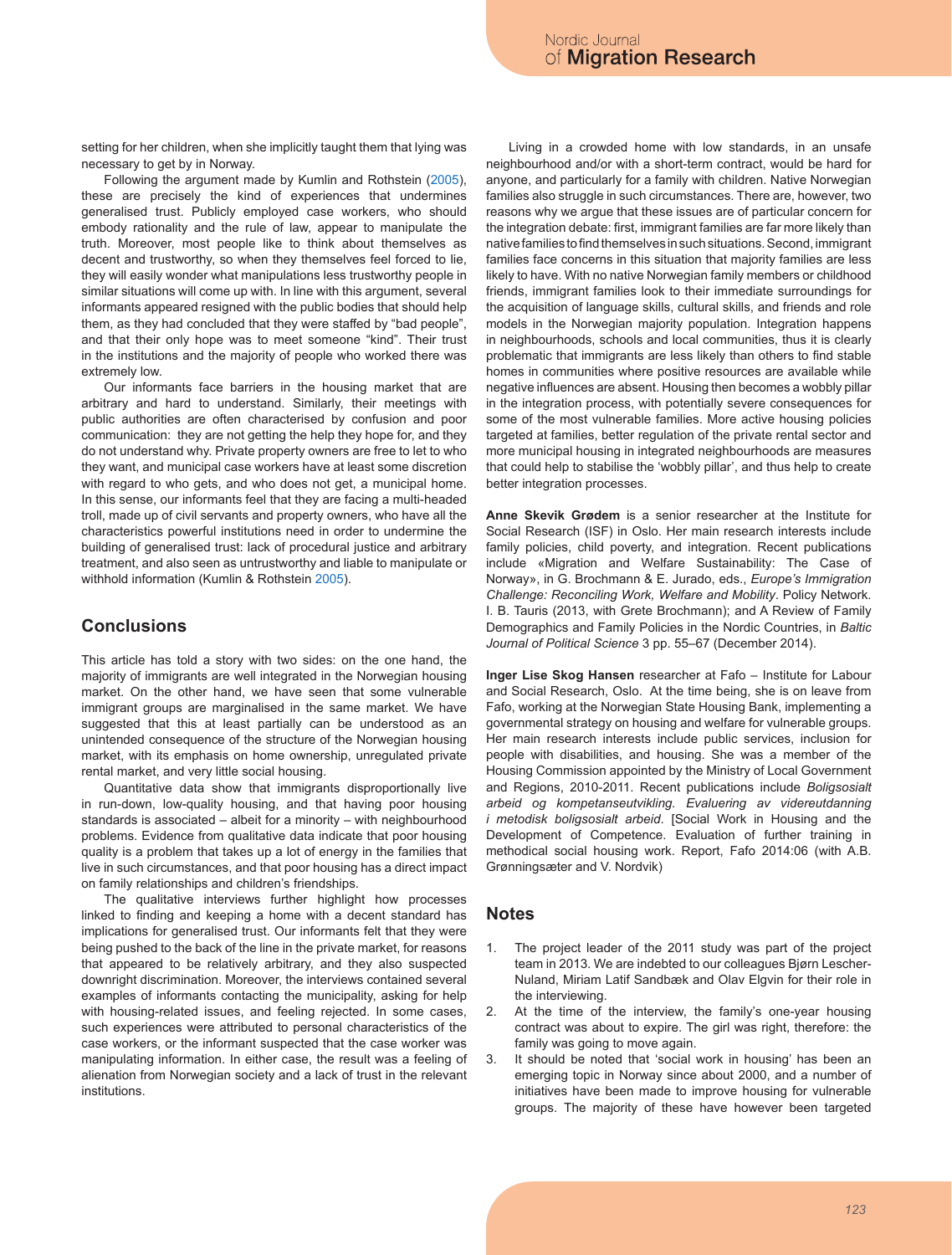setting for her children, when she implicitly taught them that lying was necessary to get by in Norway.

Following the argument made by Kumlin and Rothstein (2005), these are precisely the kind of experiences that undermines generalised trust. Publicly employed case workers, who should embody rationality and the rule of law, appear to manipulate the truth. Moreover, most people like to think about themselves as decent and trustworthy, so when they themselves feel forced to lie, they will easily wonder what manipulations less trustworthy people in similar situations will come up with. In line with this argument, several informants appeared resigned with the public bodies that should help them, as they had concluded that they were staffed by "bad people", and that their only hope was to meet someone "kind". Their trust in the institutions and the majority of people who worked there was extremely low.

Our informants face barriers in the housing market that are arbitrary and hard to understand. Similarly, their meetings with public authorities are often characterised by confusion and poor communication: they are not getting the help they hope for, and they do not understand why. Private property owners are free to let to who they want, and municipal case workers have at least some discretion with regard to who gets, and who does not get, a municipal home. In this sense, our informants feel that they are facing a multi-headed troll, made up of civil servants and property owners, who have all the characteristics powerful institutions need in order to undermine the building of generalised trust: lack of procedural justice and arbitrary treatment, and also seen as untrustworthy and liable to manipulate or withhold information (Kumlin & Rothstein 2005).

## Conclusions

This article has told a story with two sides: on the one hand, the majority of immigrants are well integrated in the Norwegian housing market. On the other hand, we have seen that some vulnerable immigrant groups are marginalised in the same market. We have suggested that this at least partially can be understood as an unintended consequence of the structure of the Norwegian housing market, with its emphasis on home ownership, unregulated private rental market, and very little social housing.

Quantitative data show that immigrants disproportionally live in run-down, low-quality housing, and that having poor housing standards is associated – albeit for a minority – with neighbourhood problems. Evidence from qualitative data indicate that poor housing quality is a problem that takes up a lot of energy in the families that live in such circumstances, and that poor housing has a direct impact on family relationships and children's friendships.

The qualitative interviews further highlight how processes linked to finding and keeping a home with a decent standard has implications for generalised trust. Our informants felt that they were being pushed to the back of the line in the private market, for reasons that appeared to be relatively arbitrary, and they also suspected downright discrimination. Moreover, the interviews contained several examples of informants contacting the municipality, asking for help with housing-related issues, and feeling rejected. In some cases, such experiences were attributed to personal characteristics of the case workers, or the informant suspected that the case worker was manipulating information. In either case, the result was a feeling of alienation from Norwegian society and a lack of trust in the relevant institutions.

Living in a crowded home with low standards, in an unsafe neighbourhood and/or with a short-term contract, would be hard for anyone, and particularly for a family with children. Native Norwegian families also struggle in such circumstances. There are, however, two reasons why we argue that these issues are of particular concern for the integration debate: first, immigrant families are far more likely than native families to find themselves in such situations. Second, immigrant families face concerns in this situation that majority families are less likely to have. With no native Norwegian family members or childhood friends, immigrant families look to their immediate surroundings for the acquisition of language skills, cultural skills, and friends and role models in the Norwegian majority population. Integration happens in neighbourhoods, schools and local communities, thus it is clearly problematic that immigrants are less likely than others to find stable homes in communities where positive resources are available while negative influences are absent. Housing then becomes a wobbly pillar in the integration process, with potentially severe consequences for some of the most vulnerable families. More active housing policies targeted at families, better regulation of the private rental sector and more municipal housing in integrated neighbourhoods are measures that could help to stabilise the 'wobbly pillar', and thus help to create better integration processes.

**Anne Skevik Grødem** is a senior researcher at the Institute for Social Research (ISF) in Oslo. Her main research interests include family policies, child poverty, and integration. Recent publications include «Migration and Welfare Sustainability: The Case of Norway», in G. Brochmann & E. Jurado, eds., *Europe's Immigration Challenge: Reconciling Work, Welfare and Mobility*. Policy Network. I. B. Tauris (2013, with Grete Brochmann); and A Review of Family Demographics and Family Policies in the Nordic Countries, in *Baltic Journal of Political Science* 3 pp. 55–67 (December 2014).

**Inger Lise Skog Hansen** researcher at Fafo – Institute for Labour and Social Research, Oslo. At the time being, she is on leave from Fafo, working at the Norwegian State Housing Bank, implementing a governmental strategy on housing and welfare for vulnerable groups. Her main research interests include public services, inclusion for people with disabilities, and housing. She was a member of the Housing Commission appointed by the Ministry of Local Government and Regions, 2010-2011. Recent publications include *Boligsosialt arbeid og kompetanseutvikling. Evaluering av videreutdanning i metodisk boligsosialt arbeid*. [Social Work in Housing and the Development of Competence. Evaluation of further training in methodical social housing work. Report, Fafo 2014:06 (with A.B. Grønningsæter and V. Nordvik)

## Notes

1. The project leader of the 2011 study was part of the project team in 2013. We are indebted to our colleagues Bjørn Lescher-Nuland, Miriam Latif Sandbæk and Olav Elgvin for their role in the interviewing.
2. At the time of the interview, the family's one-year housing contract was about to expire. The girl was right, therefore: the family was going to move again.
3. It should be noted that 'social work in housing' has been an emerging topic in Norway since about 2000, and a number of initiatives have been made to improve housing for vulnerable groups. The majority of these have however been targeted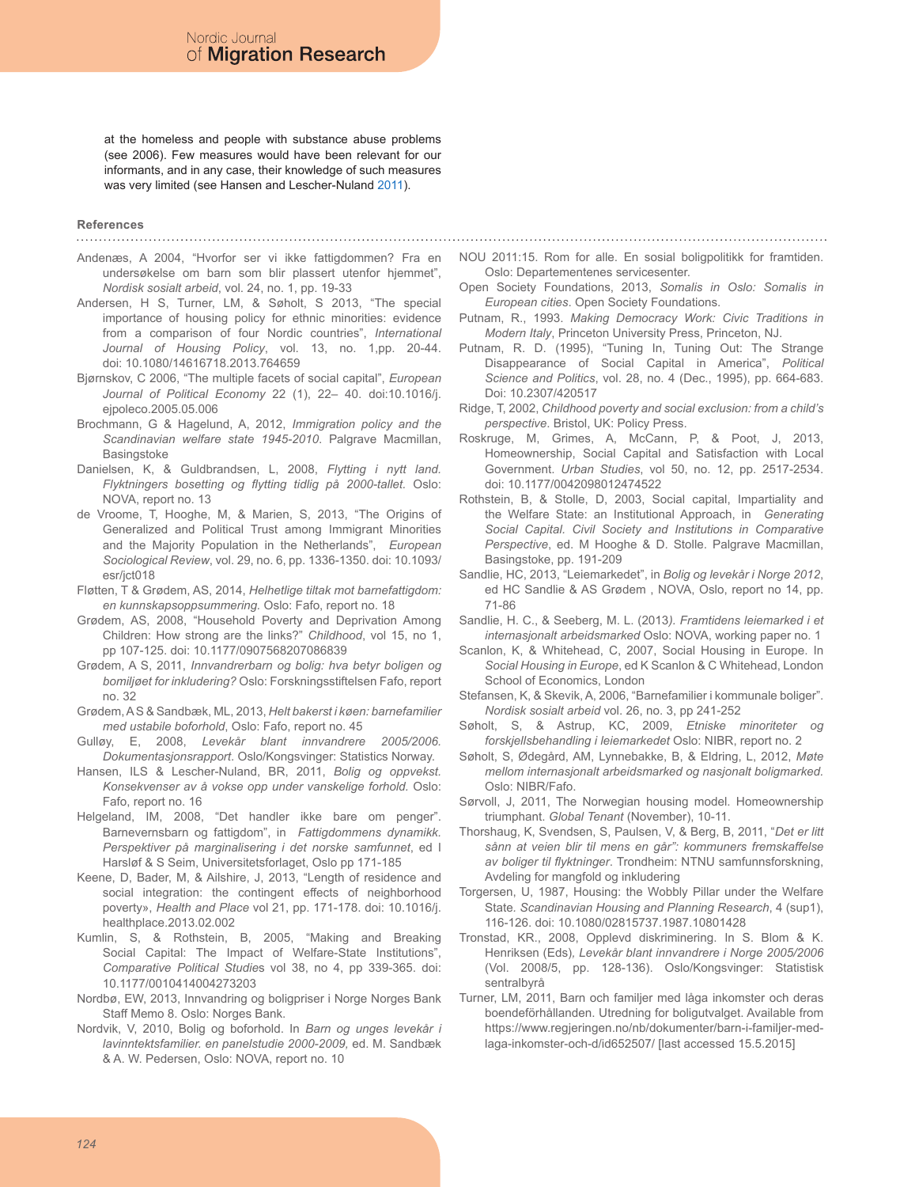at the homeless and people with substance abuse problems (see 2006). Few measures would have been relevant for our informants, and in any case, their knowledge of such measures was very limited (see Hansen and Lescher-Nuland 2011).

## References

Andenæs, A 2004, "Hvorfor ser vi ikke fattigdommen? Fra en undersøkelse om barn som blir plassert utenfor hjemmet", *Nordisk sosialt arbeid*, vol. 24, no. 1, pp. 19-33

Andersen, H S, Turner, LM, & Søholt, S 2013, "The special importance of housing policy for ethnic minorities: evidence from a comparison of four Nordic countries", *International Journal of Housing Policy*, vol. 13, no. 1,pp. 20-44. doi: 10.1080/14616718.2013.764659

Bjørnskov, C 2006, "The multiple facets of social capital", *European Journal of Political Economy* 22 (1), 22– 40. doi:10.1016/j.ejpoleco.2005.05.006

Brochmann, G & Hagelund, A, 2012, *Immigration policy and the Scandinavian welfare state 1945-2010.* Palgrave Macmillan, Basingstoke

Danielsen, K, & Guldbrandsen, L, 2008, *Flytting i nytt land. Flyktningers bosetting og flytting tidlig på 2000-tallet.* Oslo: NOVA, report no. 13

de Vroome, T, Hooghe, M, & Marien, S, 2013, "The Origins of Generalized and Political Trust among Immigrant Minorities and the Majority Population in the Netherlands", *European Sociological Review*, vol. 29, no. 6, pp. 1336-1350. doi: 10.1093/esr/jct018

Fløtten, T & Grødem, AS, 2014, *Helhetlige tiltak mot barnefattigdom: en kunnskapsoppsummering.* Oslo: Fafo, report no. 18

Grødem, AS, 2008, "Household Poverty and Deprivation Among Children: How strong are the links?" *Childhood*, vol 15, no 1, pp 107-125. doi: 10.1177/0907568207086839

Grødem, A S, 2011, *Innvandrerbarn og bolig: hva betyr boligen og bomiljøet for inkludering?* Oslo: Forskningsstiftelsen Fafo, report no. 32

Grødem, A S & Sandbæk, ML, 2013, *Helt bakerst i køen: barnefamilier med ustabile boforhold*, Oslo: Fafo, report no. 45

Gulløy, E, 2008, *Levekår blant innvandrere 2005/2006. Dokumentasjonsrapport.* Oslo/Kongsvinger: Statistics Norway.

Hansen, ILS & Lescher-Nuland, BR, 2011, *Bolig og oppvekst. Konsekvenser av å vokse opp under vanskelige forhold.* Oslo: Fafo, report no. 16

Helgeland, IM, 2008, "Det handler ikke bare om penger". Barnevernsbarn og fattigdom", in *Fattigdommens dynamikk. Perspektiver på marginalisering i det norske samfunnet*, ed I Harsløf & S Seim, Universitetsforlaget, Oslo pp 171-185

Keene, D, Bader, M, & Ailshire, J, 2013, "Length of residence and social integration: the contingent effects of neighborhood poverty», *Health and Place* vol 21, pp. 171-178. doi: 10.1016/j.healthplace.2013.02.002

Kumlin, S, & Rothstein, B, 2005, "Making and Breaking Social Capital: The Impact of Welfare-State Institutions", *Comparative Political Studies* vol 38, no 4, pp 339-365. doi: 10.1177/0010414004273203

Nordbø, EW, 2013, Innvandring og boligpriser i Norge Norges Bank Staff Memo 8. Oslo: Norges Bank.

Nordvik, V, 2010, Bolig og boforhold. In *Barn og unges levekår i lavinntektsfamilier. en panelstudie 2000-2009,* ed. M. Sandbæk & A. W. Pedersen, Oslo: NOVA, report no. 10

NOU 2011:15. Rom for alle. En sosial boligpolitikk for framtiden. Oslo: Departementenes servicesenter.

Open Society Foundations, 2013, *Somalis in Oslo: Somalis in European cities*. Open Society Foundations.

Putnam, R., 1993. *Making Democracy Work: Civic Traditions in Modern Italy*, Princeton University Press, Princeton, NJ.

Putnam, R. D. (1995), "Tuning In, Tuning Out: The Strange Disappearance of Social Capital in America", *Political Science and Politics*, vol. 28, no. 4 (Dec., 1995), pp. 664-683. Doi: 10.2307/420517

Ridge, T, 2002, *Childhood poverty and social exclusion: from a child's perspective*. Bristol, UK: Policy Press.

Roskruge, M, Grimes, A, McCann, P, & Poot, J, 2013, Homeownership, Social Capital and Satisfaction with Local Government. *Urban Studies*, vol 50, no. 12, pp. 2517-2534. doi: 10.1177/0042098012474522

Rothstein, B, & Stolle, D, 2003, Social capital, Impartiality and the Welfare State: an Institutional Approach, in *Generating Social Capital. Civil Society and Institutions in Comparative Perspective*, ed. M Hooghe & D. Stolle. Palgrave Macmillan, Basingstoke, pp. 191-209

Sandlie, HC, 2013, "Leiemarkedet", in *Bolig og levekår i Norge 2012*, ed HC Sandlie & AS Grødem , NOVA, Oslo, report no 14, pp. 71-86

Sandlie, H. C., & Seeberg, M. L. (2013*). Framtidens leiemarked i et internasjonalt arbeidsmarked* Oslo: NOVA, working paper no. 1

Scanlon, K, & Whitehead, C, 2007, Social Housing in Europe. In *Social Housing in Europe*, ed K Scanlon & C Whitehead, London School of Economics, London

Stefansen, K, & Skevik, A, 2006, "Barnefamilier i kommunale boliger". *Nordisk sosialt arbeid* vol. 26, no. 3, pp 241-252

Søholt, S, & Astrup, KC, 2009, *Etniske minoriteter og forskjellsbehandling i leiemarkedet* Oslo: NIBR, report no. 2

Søholt, S, Ødegård, AM, Lynnebakke, B, & Eldring, L, 2012, *Møte mellom internasjonalt arbeidsmarked og nasjonalt boligmarked.* Oslo: NIBR/Fafo.

Sørvoll, J, 2011, The Norwegian housing model. Homeownership triumphant. *Global Tenant* (November), 10-11.

Thorshaug, K, Svendsen, S, Paulsen, V, & Berg, B, 2011, "*Det er litt sånn at veien blir til mens en går": kommuners fremskaffelse av boliger til flyktninger.* Trondheim: NTNU samfunnsforskning, Avdeling for mangfold og inkludering

Torgersen, U, 1987, Housing: the Wobbly Pillar under the Welfare State. *Scandinavian Housing and Planning Research*, 4 (sup1), 116-126. doi: 10.1080/02815737.1987.10801428

Tronstad, KR., 2008, Opplevd diskriminering. In S. Blom & K. Henriksen (Eds), *Levekår blant innvandrere i Norge 2005/2006* (Vol. 2008/5, pp. 128-136). Oslo/Kongsvinger: Statistisk sentralbyrå

Turner, LM, 2011, Barn och familjer med låga inkomster och deras boendeförhållanden. Utredning for boligutvalget. Available from https://www.regjeringen.no/nb/dokumenter/barn-i-familjer-med-laga-inkomster-och-d/id652507/ [last accessed 15.5.2015]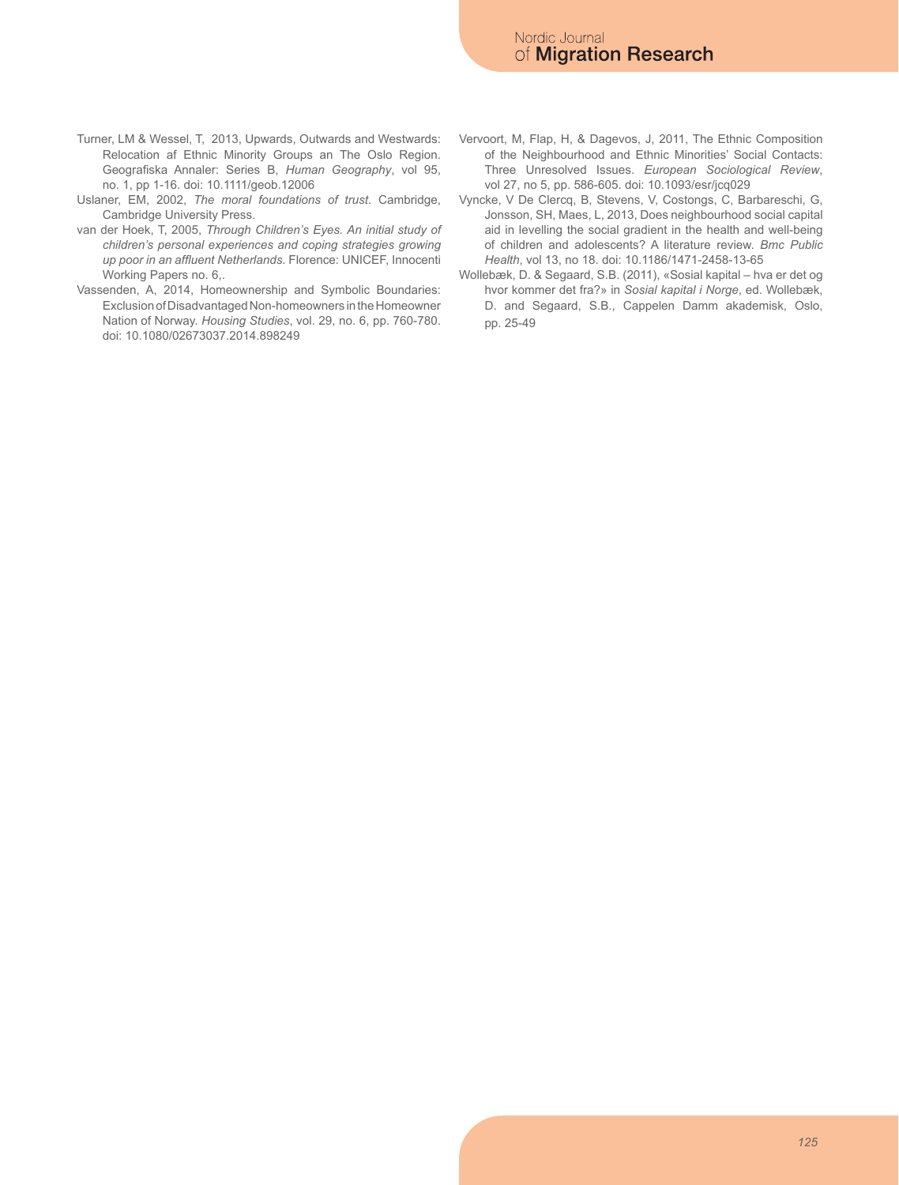Turner, LM & Wessel, T, 2013, Upwards, Outwards and Westwards: Relocation af Ethnic Minority Groups an The Oslo Region. Geografiska Annaler: Series B, *Human Geography*, vol 95, no. 1, pp 1-16. doi: 10.1111/geob.12006

Uslaner, EM, 2002, *The moral foundations of trust*. Cambridge, Cambridge University Press.

van der Hoek, T, 2005, *Through Children's Eyes. An initial study of children's personal experiences and coping strategies growing up poor in an affluent Netherlands.* Florence: UNICEF, Innocenti Working Papers no. 6,.

Vassenden, A, 2014, Homeownership and Symbolic Boundaries: Exclusion of Disadvantaged Non-homeowners in the Homeowner Nation of Norway. *Housing Studies*, vol. 29, no. 6, pp. 760-780. doi: 10.1080/02673037.2014.898249

Vervoort, M, Flap, H, & Dagevos, J, 2011, The Ethnic Composition of the Neighbourhood and Ethnic Minorities' Social Contacts: Three Unresolved Issues. *European Sociological Review*, vol 27, no 5, pp. 586-605. doi: 10.1093/esr/jcq029

Vyncke, V De Clercq, B, Stevens, V, Costongs, C, Barbareschi, G, Jonsson, SH, Maes, L, 2013, Does neighbourhood social capital aid in levelling the social gradient in the health and well-being of children and adolescents? A literature review. *Bmc Public Health*, vol 13, no 18. doi: 10.1186/1471-2458-13-65

Wollebæk, D. & Segaard, S.B. (2011), «Sosial kapital – hva er det og hvor kommer det fra?» in *Sosial kapital i Norge*, ed. Wollebæk, D. and Segaard, S.B., Cappelen Damm akademisk, Oslo, pp. 25-49